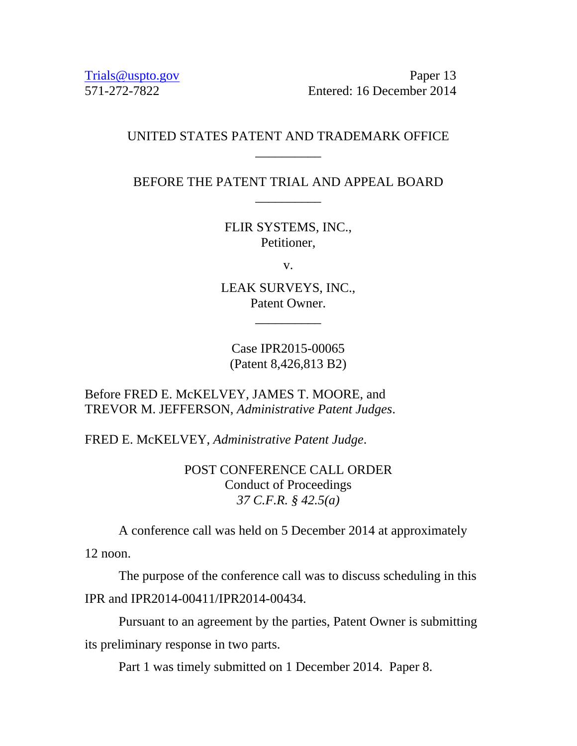Trials@uspto.gov
571-272-7822

Paper 13
Entered: 16 December 2014

UNITED STATES PATENT AND TRADEMARK OFFICE

---

BEFORE THE PATENT TRIAL AND APPEAL BOARD

---

FLIR SYSTEMS, INC.,
Petitioner,

v.

LEAK SURVEYS, INC.,
Patent Owner.

---

Case IPR2015-00065
(Patent 8,426,813 B2)

Before FRED E. McKELVEY, JAMES T. MOORE, and TREVOR M. JEFFERSON, *Administrative Patent Judges*.

FRED E. McKELVEY, *Administrative Patent Judge*.

POST CONFERENCE CALL ORDER
Conduct of Proceedings
*37 C.F.R. § 42.5(a)*

A conference call was held on 5 December 2014 at approximately 12 noon.

The purpose of the conference call was to discuss scheduling in this IPR and IPR2014-00411/IPR2014-00434.

Pursuant to an agreement by the parties, Patent Owner is submitting its preliminary response in two parts.

Part 1 was timely submitted on 1 December 2014. Paper 8.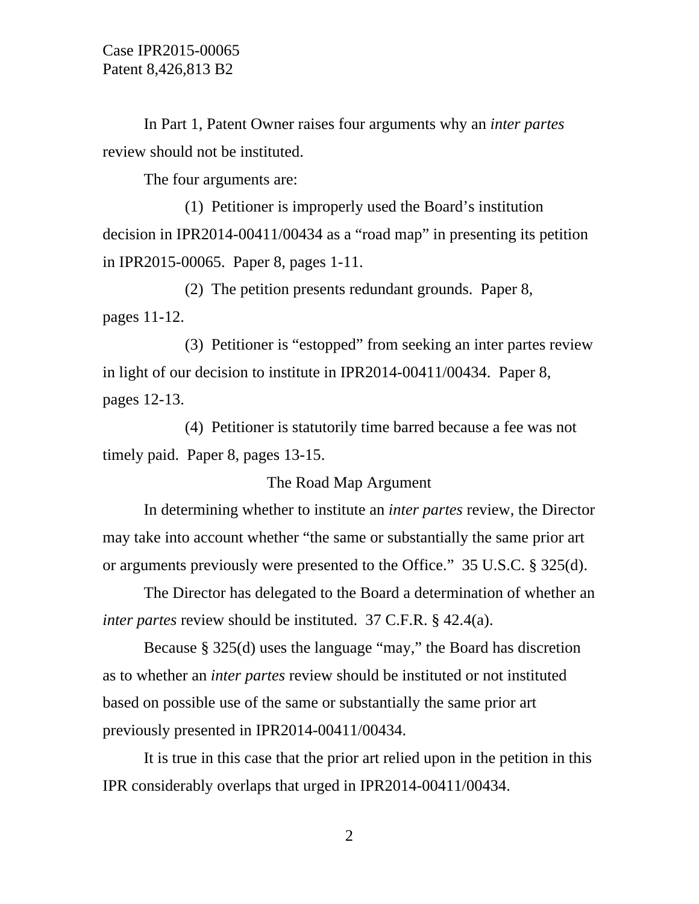In Part 1, Patent Owner raises four arguments why an *inter partes* review should not be instituted.

The four arguments are:

(1) Petitioner is improperly used the Board's institution decision in IPR2014-00411/00434 as a "road map" in presenting its petition in IPR2015-00065. Paper 8, pages 1-11.

(2) The petition presents redundant grounds. Paper 8, pages 11-12.

(3) Petitioner is "estopped" from seeking an inter partes review in light of our decision to institute in IPR2014-00411/00434. Paper 8, pages 12-13.

(4) Petitioner is statutorily time barred because a fee was not timely paid. Paper 8, pages 13-15.

The Road Map Argument

In determining whether to institute an *inter partes* review, the Director may take into account whether "the same or substantially the same prior art or arguments previously were presented to the Office." 35 U.S.C. § 325(d).

The Director has delegated to the Board a determination of whether an *inter partes* review should be instituted. 37 C.F.R. § 42.4(a).

Because § 325(d) uses the language "may," the Board has discretion as to whether an *inter partes* review should be instituted or not instituted based on possible use of the same or substantially the same prior art previously presented in IPR2014-00411/00434.

It is true in this case that the prior art relied upon in the petition in this IPR considerably overlaps that urged in IPR2014-00411/00434.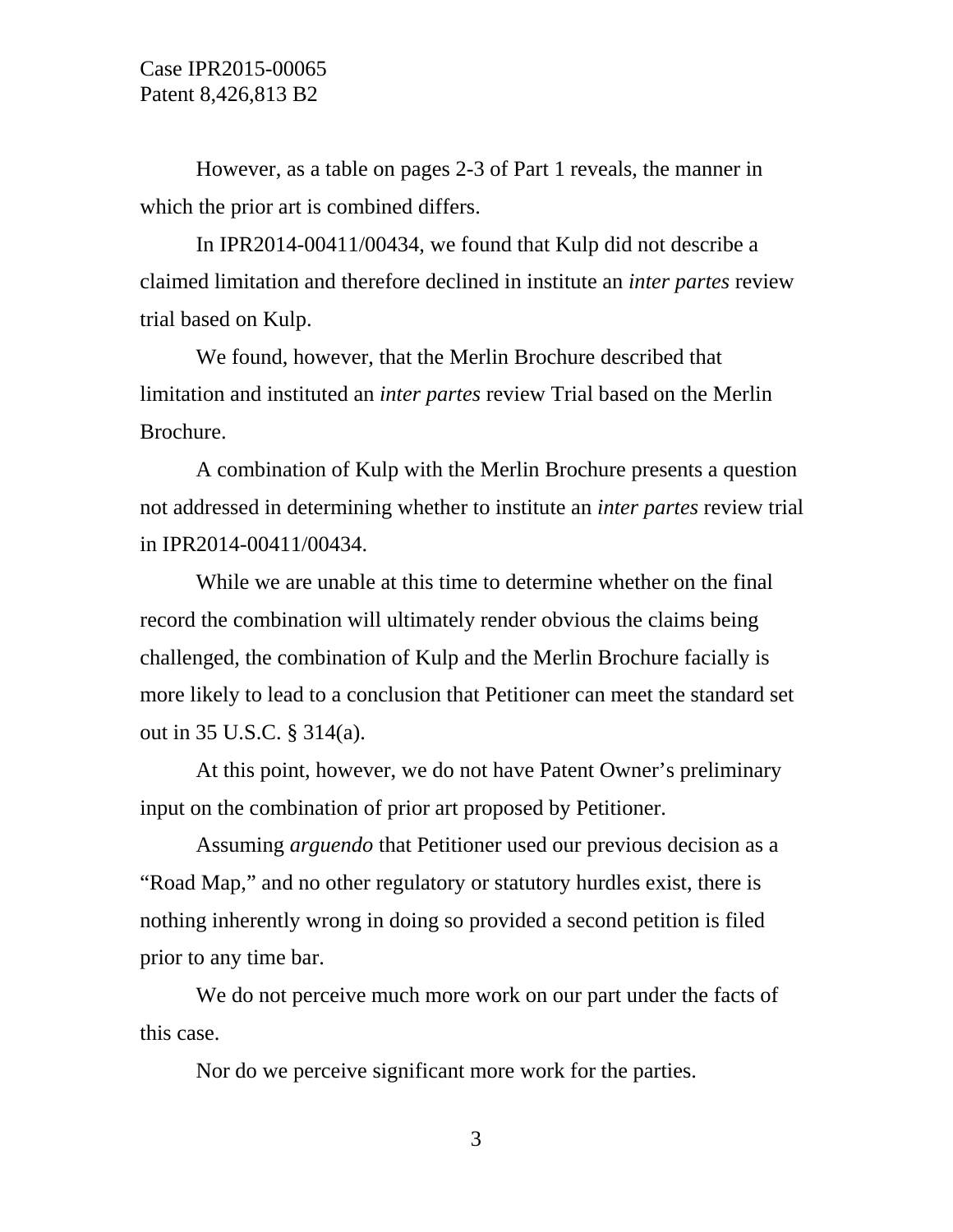However, as a table on pages 2-3 of Part 1 reveals, the manner in which the prior art is combined differs.

In IPR2014-00411/00434, we found that Kulp did not describe a claimed limitation and therefore declined in institute an *inter partes* review trial based on Kulp.

We found, however, that the Merlin Brochure described that limitation and instituted an *inter partes* review Trial based on the Merlin Brochure.

A combination of Kulp with the Merlin Brochure presents a question not addressed in determining whether to institute an *inter partes* review trial in IPR2014-00411/00434.

While we are unable at this time to determine whether on the final record the combination will ultimately render obvious the claims being challenged, the combination of Kulp and the Merlin Brochure facially is more likely to lead to a conclusion that Petitioner can meet the standard set out in 35 U.S.C. § 314(a).

At this point, however, we do not have Patent Owner's preliminary input on the combination of prior art proposed by Petitioner.

Assuming *arguendo* that Petitioner used our previous decision as a "Road Map," and no other regulatory or statutory hurdles exist, there is nothing inherently wrong in doing so provided a second petition is filed prior to any time bar.

We do not perceive much more work on our part under the facts of this case.

Nor do we perceive significant more work for the parties.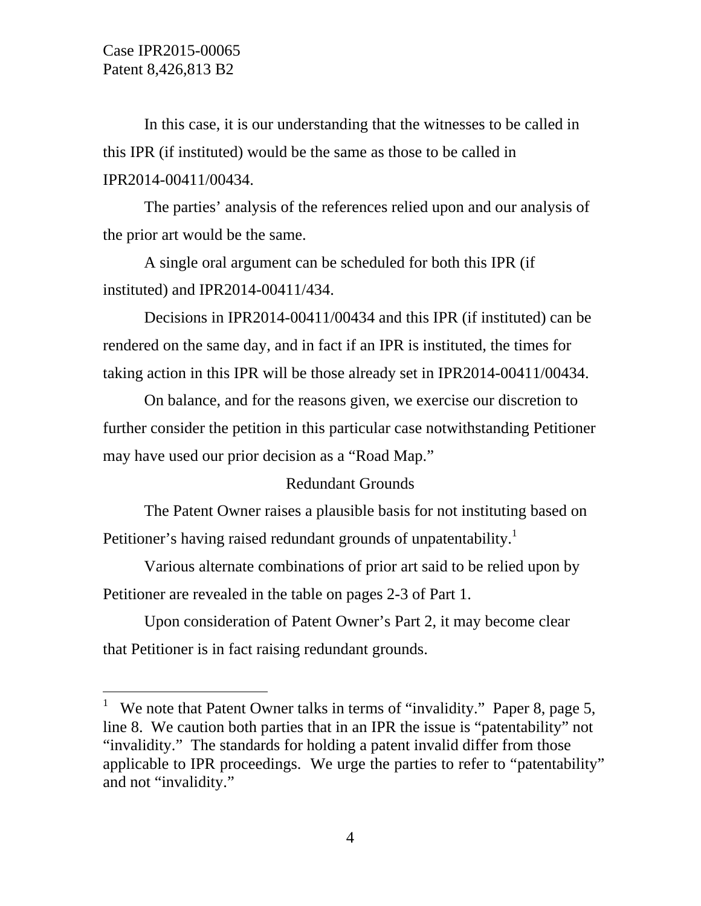In this case, it is our understanding that the witnesses to be called in this IPR (if instituted) would be the same as those to be called in IPR2014-00411/00434.

The parties' analysis of the references relied upon and our analysis of the prior art would be the same.

A single oral argument can be scheduled for both this IPR (if instituted) and IPR2014-00411/434.

Decisions in IPR2014-00411/00434 and this IPR (if instituted) can be rendered on the same day, and in fact if an IPR is instituted, the times for taking action in this IPR will be those already set in IPR2014-00411/00434.

On balance, and for the reasons given, we exercise our discretion to further consider the petition in this particular case notwithstanding Petitioner may have used our prior decision as a "Road Map."

## Redundant Grounds

The Patent Owner raises a plausible basis for not instituting based on Petitioner's having raised redundant grounds of unpatentability.[1]

Various alternate combinations of prior art said to be relied upon by Petitioner are revealed in the table on pages 2-3 of Part 1.

Upon consideration of Patent Owner's Part 2, it may become clear that Petitioner is in fact raising redundant grounds.

---

[1] We note that Patent Owner talks in terms of "invalidity." Paper 8, page 5, line 8. We caution both parties that in an IPR the issue is "patentability" not "invalidity." The standards for holding a patent invalid differ from those applicable to IPR proceedings. We urge the parties to refer to "patentability" and not "invalidity."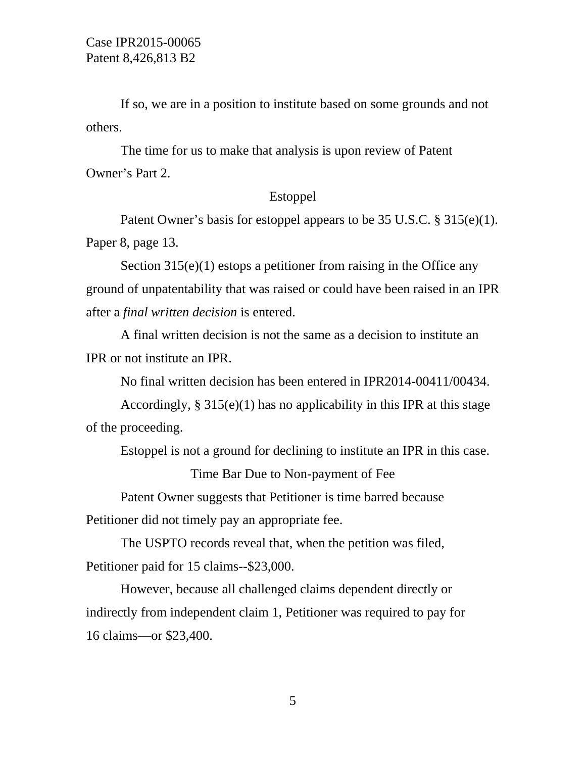If so, we are in a position to institute based on some grounds and not others.

The time for us to make that analysis is upon review of Patent Owner's Part 2.

## Estoppel

Patent Owner's basis for estoppel appears to be 35 U.S.C. § 315(e)(1). Paper 8, page 13.

Section 315(e)(1) estops a petitioner from raising in the Office any ground of unpatentability that was raised or could have been raised in an IPR after a *final written decision* is entered.

A final written decision is not the same as a decision to institute an IPR or not institute an IPR.

No final written decision has been entered in IPR2014-00411/00434.

Accordingly, § 315(e)(1) has no applicability in this IPR at this stage of the proceeding.

Estoppel is not a ground for declining to institute an IPR in this case.

## Time Bar Due to Non-payment of Fee

Patent Owner suggests that Petitioner is time barred because Petitioner did not timely pay an appropriate fee.

The USPTO records reveal that, when the petition was filed, Petitioner paid for 15 claims--$23,000.

However, because all challenged claims dependent directly or indirectly from independent claim 1, Petitioner was required to pay for 16 claims—or $23,400.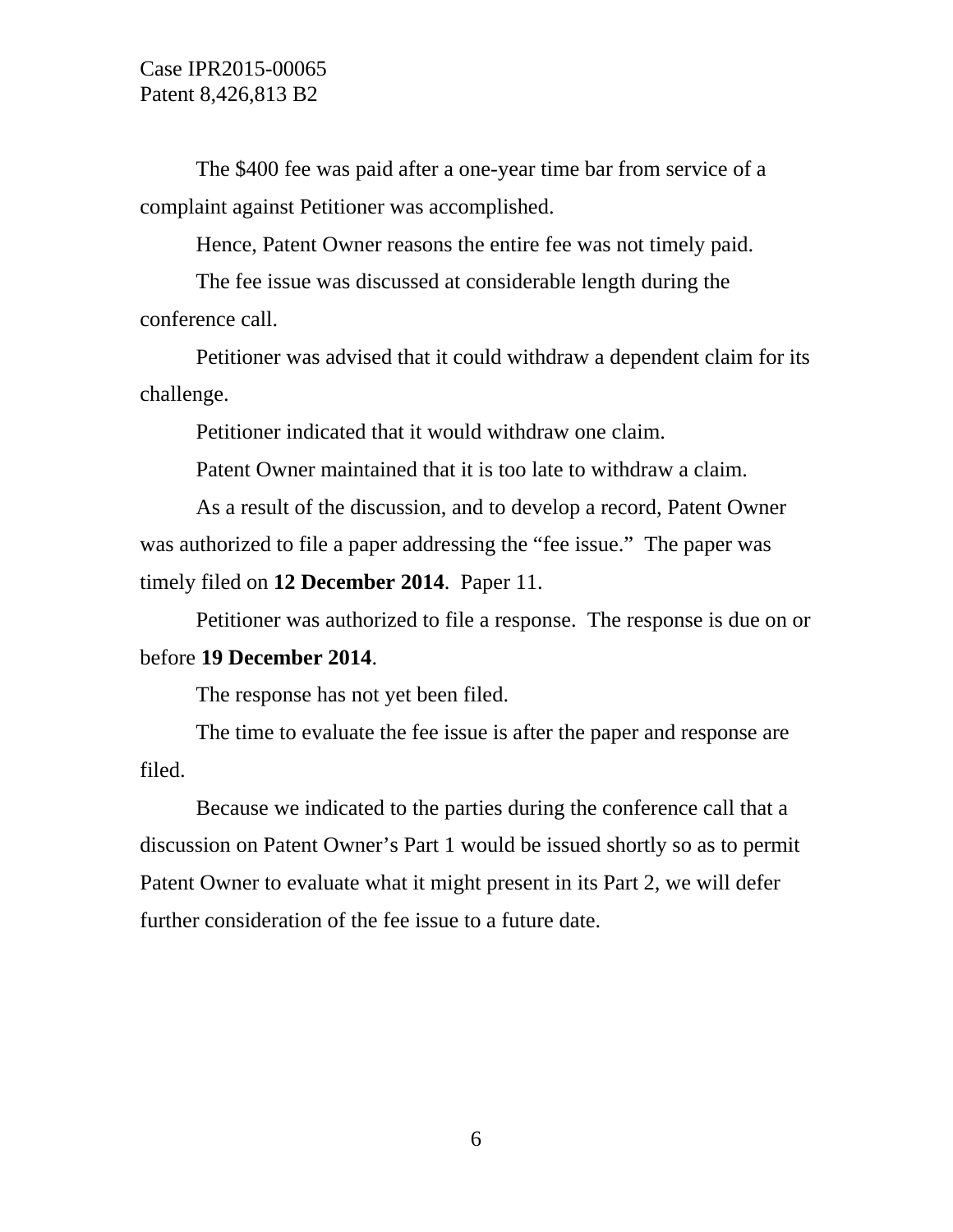The $400 fee was paid after a one-year time bar from service of a complaint against Petitioner was accomplished.

Hence, Patent Owner reasons the entire fee was not timely paid.

The fee issue was discussed at considerable length during the conference call.

Petitioner was advised that it could withdraw a dependent claim for its challenge.

Petitioner indicated that it would withdraw one claim.

Patent Owner maintained that it is too late to withdraw a claim.

As a result of the discussion, and to develop a record, Patent Owner was authorized to file a paper addressing the "fee issue." The paper was timely filed on **12 December 2014**. Paper 11.

Petitioner was authorized to file a response. The response is due on or before **19 December 2014**.

The response has not yet been filed.

The time to evaluate the fee issue is after the paper and response are filed.

Because we indicated to the parties during the conference call that a discussion on Patent Owner's Part 1 would be issued shortly so as to permit Patent Owner to evaluate what it might present in its Part 2, we will defer further consideration of the fee issue to a future date.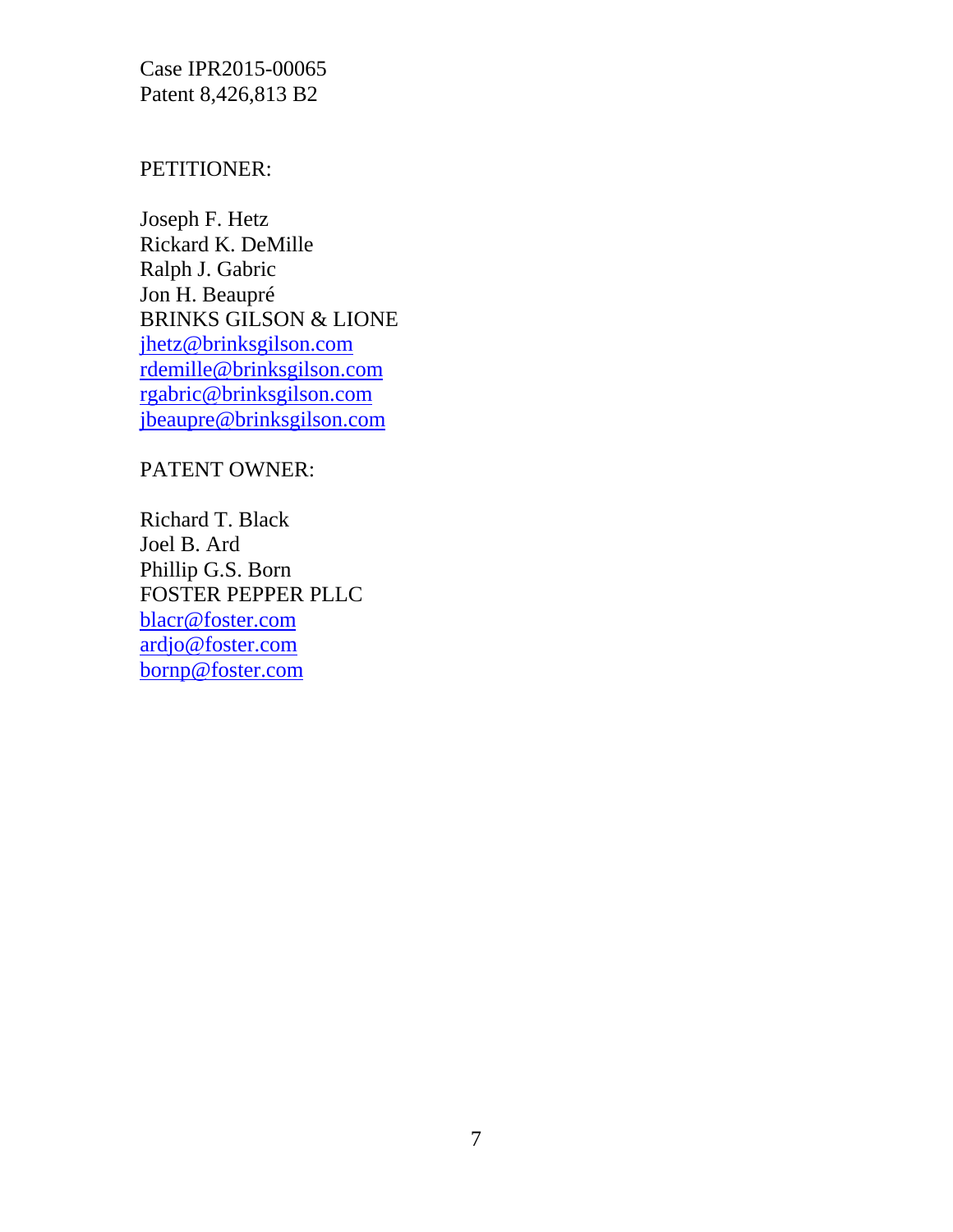PETITIONER:

Joseph F. Hetz
Rickard K. DeMille
Ralph J. Gabric
Jon H. Beaupré
BRINKS GILSON & LIONE
jhetz@brinksgilson.com
rdemille@brinksgilson.com
rgabric@brinksgilson.com
jbeaupre@brinksgilson.com

PATENT OWNER:

Richard T. Black
Joel B. Ard
Phillip G.S. Born
FOSTER PEPPER PLLC
blacr@foster.com
ardjo@foster.com
bornp@foster.com